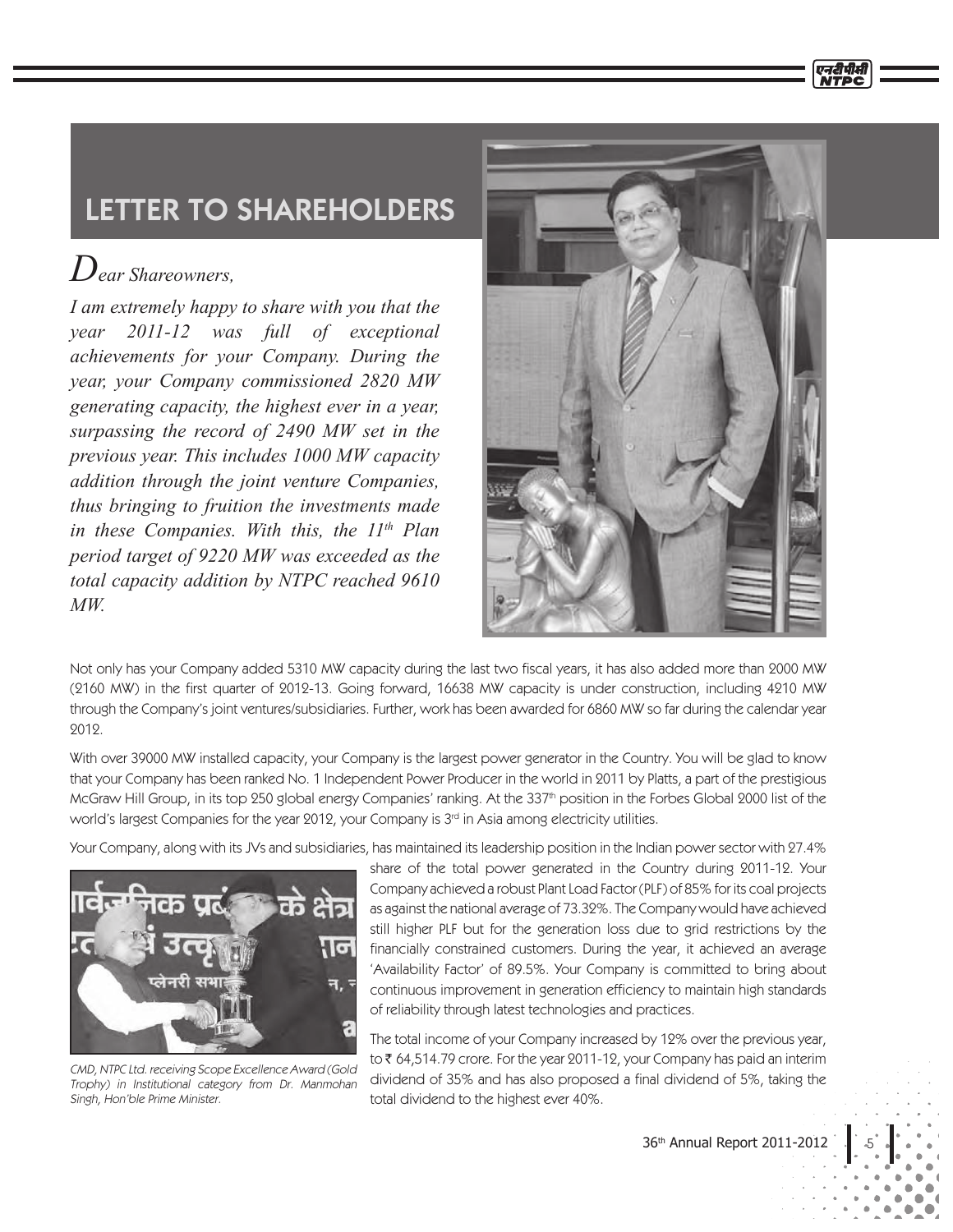# LETTER TO SHAREHOLDERS

*Dear Shareowners,*

*I am extremely happy to share with you that the year 2011-12 was full of exceptional achievements for your Company. During the year, your Company commissioned 2820 MW generating capacity, the highest ever in a year, surpassing the record of 2490 MW set in the previous year. This includes 1000 MW capacity addition through the joint venture Companies, thus bringing to fruition the investments made in these Companies. With this, the 11th Plan period target of 9220 MW was exceeded as the total capacity addition by NTPC reached 9610 MW.*

Not only has your Company added 5310 MW capacity during the last two fiscal years, it has also added more than 2000 MW (2160 MW) in the first quarter of 2012-13. Going forward, 16638 MW capacity is under construction, including 4210 MW through the Company's joint ventures/subsidiaries. Further, work has been awarded for 6860 MW so far during the calendar year 2012.

With over 39000 MW installed capacity, your Company is the largest power generator in the Country. You will be glad to know that your Company has been ranked No. 1 Independent Power Producer in the world in 2011 by Platts, a part of the prestigious McGraw Hill Group, in its top 250 global energy Companies' ranking. At the 337th position in the Forbes Global 2000 list of the world's largest Companies for the year 2012, your Company is 3rd in Asia among electricity utilities.

Your Company, along with its JVs and subsidiaries, has maintained its leadership position in the Indian power sector with 27.4% share of the total power generated in the Country during 2011-12. Your Company achieved a robust Plant Load Factor (PLF) of 85% for its coal projects as against the national average of 73.32%. The Company would have achieved still higher PLF but for the generation loss due to grid restrictions by the financially constrained customers. During the year, it achieved an average 'Availability Factor' of 89.5%. Your Company is committed to bring about continuous improvement in generation efficiency to maintain high standards of reliability through latest technologies and practices.

*CMD, NTPC Ltd. receiving Scope Excellence Award (Gold Trophy) in Institutional category from Dr. Manmohan Singh, Hon'ble Prime Minister.*

The total income of your Company increased by 12% over the previous year, to ₹ 64,514.79 crore. For the year 2011-12, your Company has paid an interim dividend of 35% and has also proposed a final dividend of 5%, taking the total dividend to the highest ever 40%.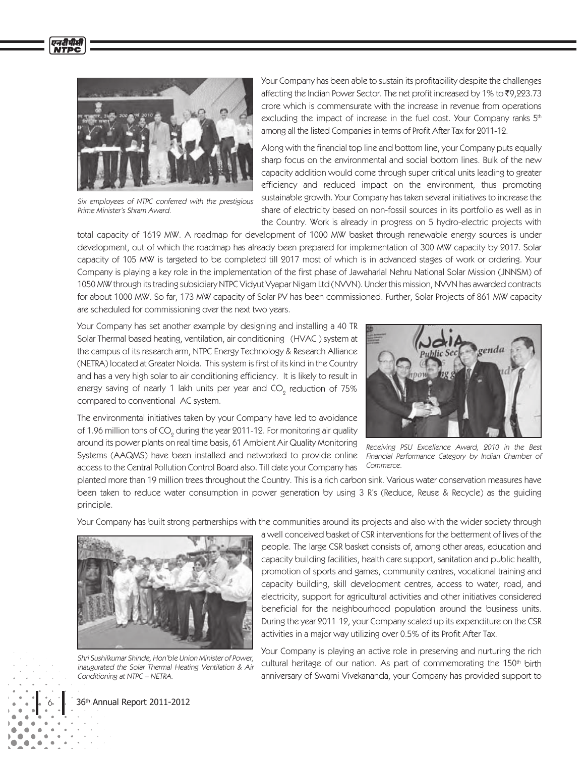*Six employees of NTPC conferred with the prestigious Prime Minister's Shram Award.*

Your Company has been able to sustain its profitability despite the challenges affecting the Indian Power Sector. The net profit increased by 1% to ₹9,223.73 crore which is commensurate with the increase in revenue from operations excluding the impact of increase in the fuel cost. Your Company ranks 5th among all the listed Companies in terms of Profit After Tax for 2011-12.

Along with the financial top line and bottom line, your Company puts equally sharp focus on the environmental and social bottom lines. Bulk of the new capacity addition would come through super critical units leading to greater efficiency and reduced impact on the environment, thus promoting sustainable growth. Your Company has taken several initiatives to increase the share of electricity based on non-fossil sources in its portfolio as well as in the Country. Work is already in progress on 5 hydro-electric projects with total capacity of 1619 MW. A roadmap for development of 1000 MW basket through renewable energy sources is under development, out of which the roadmap has already been prepared for implementation of 300 MW capacity by 2017. Solar capacity of 105 MW is targeted to be completed till 2017 most of which is in advanced stages of work or ordering. Your Company is playing a key role in the implementation of the first phase of Jawaharlal Nehru National Solar Mission (JNNSM) of 1050 MW through its trading subsidiary NTPC Vidyut Vyapar Nigam Ltd (NVVN). Under this mission, NVVN has awarded contracts for about 1000 MW. So far, 173 MW capacity of Solar PV has been commissioned. Further, Solar Projects of 861 MW capacity are scheduled for commissioning over the next two years.

Your Company has set another example by designing and installing a 40 TR Solar Thermal based heating, ventilation, air conditioning (HVAC) system at the campus of its research arm, NTPC Energy Technology & Research Alliance (NETRA) located at Greater Noida. This system is first of its kind in the Country and has a very high solar to air conditioning efficiency. It is likely to result in energy saving of nearly 1 lakh units per year and $CO_2$ reduction of 75% compared to conventional AC system.

*Receiving PSU Excellence Award, 2010 in the Best Financial Performance Category by Indian Chamber of Commerce.*

The environmental initiatives taken by your Company have led to avoidance of 1.96 million tons of $CO_2$ during the year 2011-12. For monitoring air quality around its power plants on real time basis, 61 Ambient Air Quality Monitoring Systems (AAQMS) have been installed and networked to provide online access to the Central Pollution Control Board also. Till date your Company has planted more than 19 million trees throughout the Country. This is a rich carbon sink. Various water conservation measures have been taken to reduce water consumption in power generation by using 3 R's (Reduce, Reuse & Recycle) as the guiding principle.

Your Company has built strong partnerships with the communities around its projects and also with the wider society through a well conceived basket of CSR interventions for the betterment of lives of the people. The large CSR basket consists of, among other areas, education and capacity building facilities, health care support, sanitation and public health, promotion of sports and games, community centres, vocational training and capacity building, skill development centres, access to water, road, and electricity, support for agricultural activities and other initiatives considered beneficial for the neighbourhood population around the business units. During the year 2011-12, your Company scaled up its expenditure on the CSR activities in a major way utilizing over 0.5% of its Profit After Tax.

*Shri Sushilkumar Shinde, Hon'ble Union Minister of Power, inaugurated the Solar Thermal Heating Ventilation & Air Conditioning at NTPC – NETRA.*

Your Company is playing an active role in preserving and nurturing the rich cultural heritage of our nation. As part of commemorating the 150th birth anniversary of Swami Vivekananda, your Company has provided support to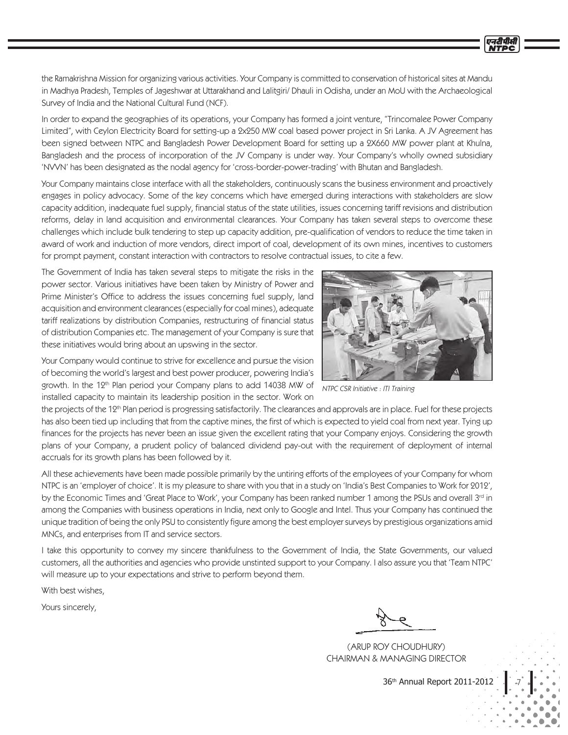the Ramakrishna Mission for organizing various activities. Your Company is committed to conservation of historical sites at Mandu in Madhya Pradesh, Temples of Jageshwar at Uttarakhand and Lalitgiri/ Dhauli in Odisha, under an MoU with the Archaeological Survey of India and the National Cultural Fund (NCF).

In order to expand the geographies of its operations, your Company has formed a joint venture, "Trincomalee Power Company Limited", with Ceylon Electricity Board for setting-up a 2x250 MW coal based power project in Sri Lanka. A JV Agreement has been signed between NTPC and Bangladesh Power Development Board for setting up a 2X660 MW power plant at Khulna, Bangladesh and the process of incorporation of the JV Company is under way. Your Company's wholly owned subsidiary 'NVVN' has been designated as the nodal agency for 'cross-border-power-trading' with Bhutan and Bangladesh.

Your Company maintains close interface with all the stakeholders, continuously scans the business environment and proactively engages in policy advocacy. Some of the key concerns which have emerged during interactions with stakeholders are slow capacity addition, inadequate fuel supply, financial status of the state utilities, issues concerning tariff revisions and distribution reforms, delay in land acquisition and environmental clearances. Your Company has taken several steps to overcome these challenges which include bulk tendering to step up capacity addition, pre-qualification of vendors to reduce the time taken in award of work and induction of more vendors, direct import of coal, development of its own mines, incentives to customers for prompt payment, constant interaction with contractors to resolve contractual issues, to cite a few.

The Government of India has taken several steps to mitigate the risks in the power sector. Various initiatives have been taken by Ministry of Power and Prime Minister's Office to address the issues concerning fuel supply, land acquisition and environment clearances (especially for coal mines), adequate tariff realizations by distribution Companies, restructuring of financial status of distribution Companies etc. The management of your Company is sure that these initiatives would bring about an upswing in the sector.

*NTPC CSR Initiative : ITI Training*

Your Company would continue to strive for excellence and pursue the vision of becoming the world's largest and best power producer, powering India's growth. In the 12th Plan period your Company plans to add 14038 MW of installed capacity to maintain its leadership position in the sector. Work on the projects of the 12th Plan period is progressing satisfactorily. The clearances and approvals are in place. Fuel for these projects has also been tied up including that from the captive mines, the first of which is expected to yield coal from next year. Tying up finances for the projects has never been an issue given the excellent rating that your Company enjoys. Considering the growth plans of your Company, a prudent policy of balanced dividend pay-out with the requirement of deployment of internal accruals for its growth plans has been followed by it.

All these achievements have been made possible primarily by the untiring efforts of the employees of your Company for whom NTPC is an 'employer of choice'. It is my pleasure to share with you that in a study on 'India's Best Companies to Work for 2012', by the Economic Times and 'Great Place to Work', your Company has been ranked number 1 among the PSUs and overall 3rd in among the Companies with business operations in India, next only to Google and Intel. Thus your Company has continued the unique tradition of being the only PSU to consistently figure among the best employer surveys by prestigious organizations amid MNCs, and enterprises from IT and service sectors.

I take this opportunity to convey my sincere thankfulness to the Government of India, the State Governments, our valued customers, all the authorities and agencies who provide unstinted support to your Company. I also assure you that 'Team NTPC' will measure up to your expectations and strive to perform beyond them.

With best wishes,

Yours sincerely,

(ARUP ROY CHOUDHURY)
CHAIRMAN & MANAGING DIRECTOR